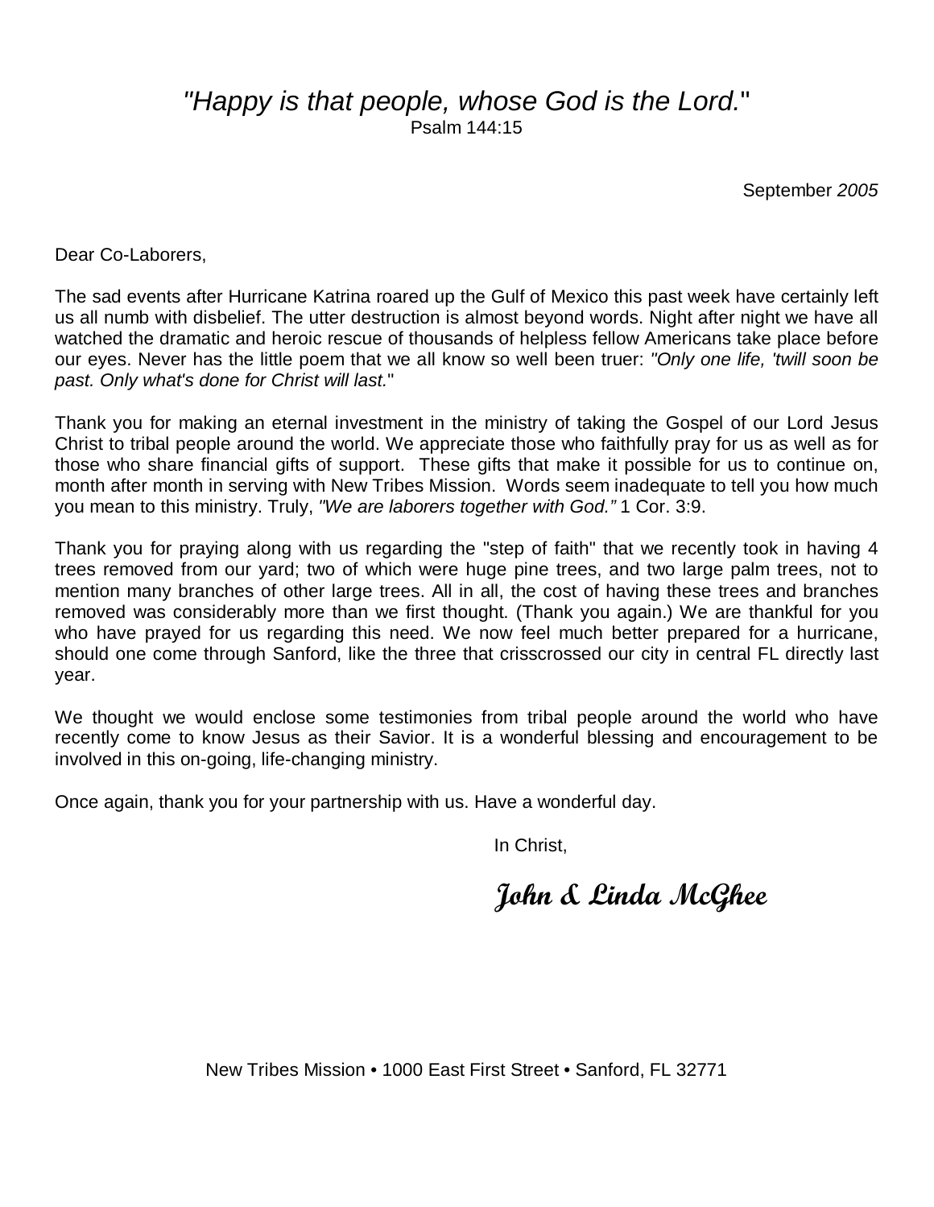*"Happy is that people, whose God is the Lord."*
Psalm 144:15

September *2005*

Dear Co-Laborers,

The sad events after Hurricane Katrina roared up the Gulf of Mexico this past week have certainly left us all numb with disbelief. The utter destruction is almost beyond words. Night after night we have all watched the dramatic and heroic rescue of thousands of helpless fellow Americans take place before our eyes. Never has the little poem that we all know so well been truer: *"Only one life, 'twill soon be past. Only what's done for Christ will last.*"

Thank you for making an eternal investment in the ministry of taking the Gospel of our Lord Jesus Christ to tribal people around the world. We appreciate those who faithfully pray for us as well as for those who share financial gifts of support. These gifts that make it possible for us to continue on, month after month in serving with New Tribes Mission. Words seem inadequate to tell you how much you mean to this ministry. Truly, *"We are laborers together with God."* 1 Cor. 3:9.

Thank you for praying along with us regarding the "step of faith" that we recently took in having 4 trees removed from our yard; two of which were huge pine trees, and two large palm trees, not to mention many branches of other large trees. All in all, the cost of having these trees and branches removed was considerably more than we first thought. (Thank you again.) We are thankful for you who have prayed for us regarding this need. We now feel much better prepared for a hurricane, should one come through Sanford, like the three that crisscrossed our city in central FL directly last year.

We thought we would enclose some testimonies from tribal people around the world who have recently come to know Jesus as their Savior. It is a wonderful blessing and encouragement to be involved in this on-going, life-changing ministry.

Once again, thank you for your partnership with us. Have a wonderful day.

In Christ,

**John & Linda McGhee**

New Tribes Mission • 1000 East First Street • Sanford, FL 32771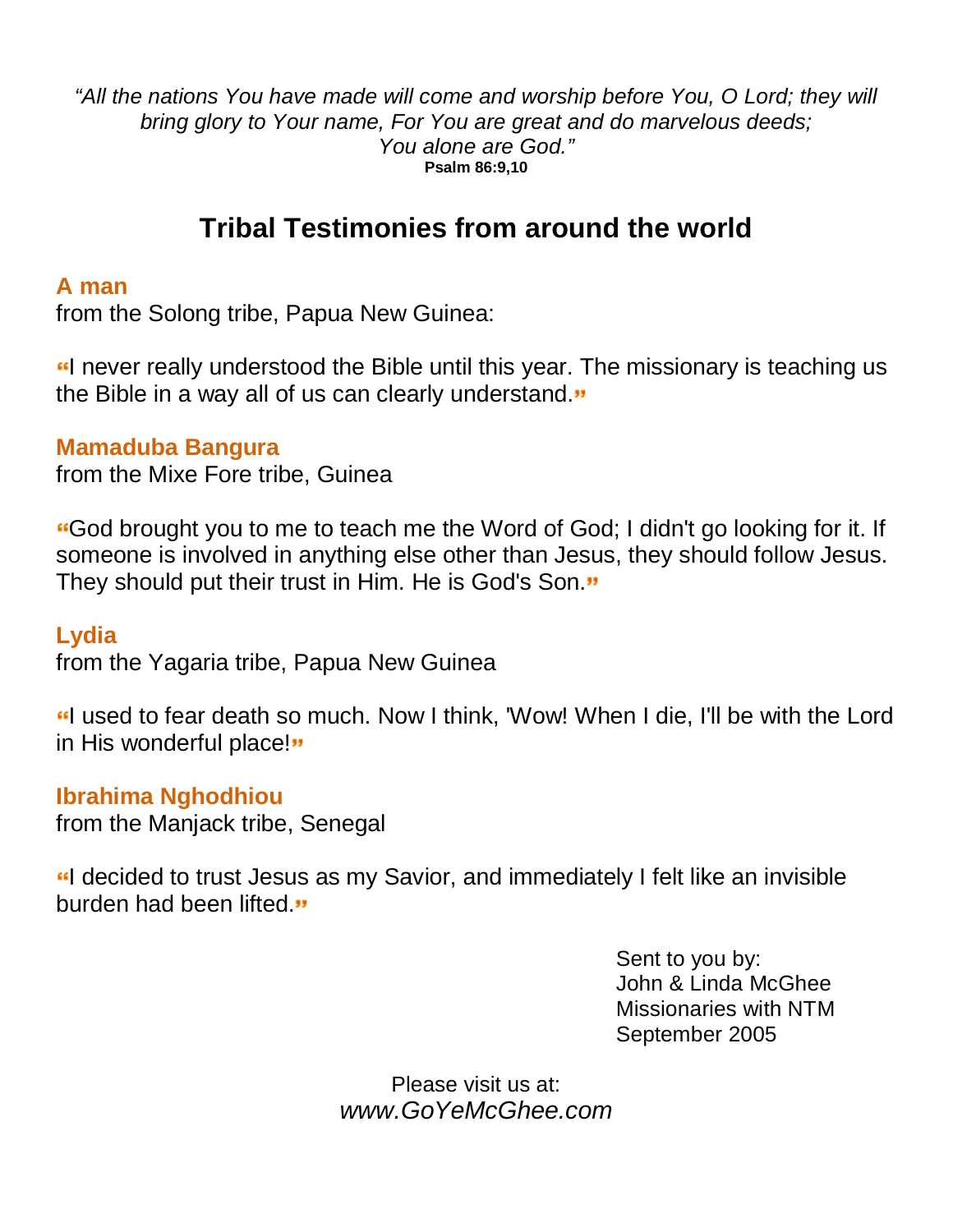*"All the nations You have made will come and worship before You, O Lord; they will bring glory to Your name, For You are great and do marvelous deeds; You alone are God."*
**Psalm 86:9,10**

# Tribal Testimonies from around the world

### A man
from the Solong tribe, Papua New Guinea:

"I never really understood the Bible until this year. The missionary is teaching us the Bible in a way all of us can clearly understand."

### Mamaduba Bangura
from the Mixe Fore tribe, Guinea

"God brought you to me to teach me the Word of God; I didn't go looking for it. If someone is involved in anything else other than Jesus, they should follow Jesus. They should put their trust in Him. He is God's Son."

### Lydia
from the Yagaria tribe, Papua New Guinea

"I used to fear death so much. Now I think, 'Wow! When I die, I'll be with the Lord in His wonderful place!"

### Ibrahima Nghodhiou
from the Manjack tribe, Senegal

"I decided to trust Jesus as my Savior, and immediately I felt like an invisible burden had been lifted."

Sent to you by:
John & Linda McGhee
Missionaries with NTM
September 2005

Please visit us at:
*www.GoYeMcGhee.com*